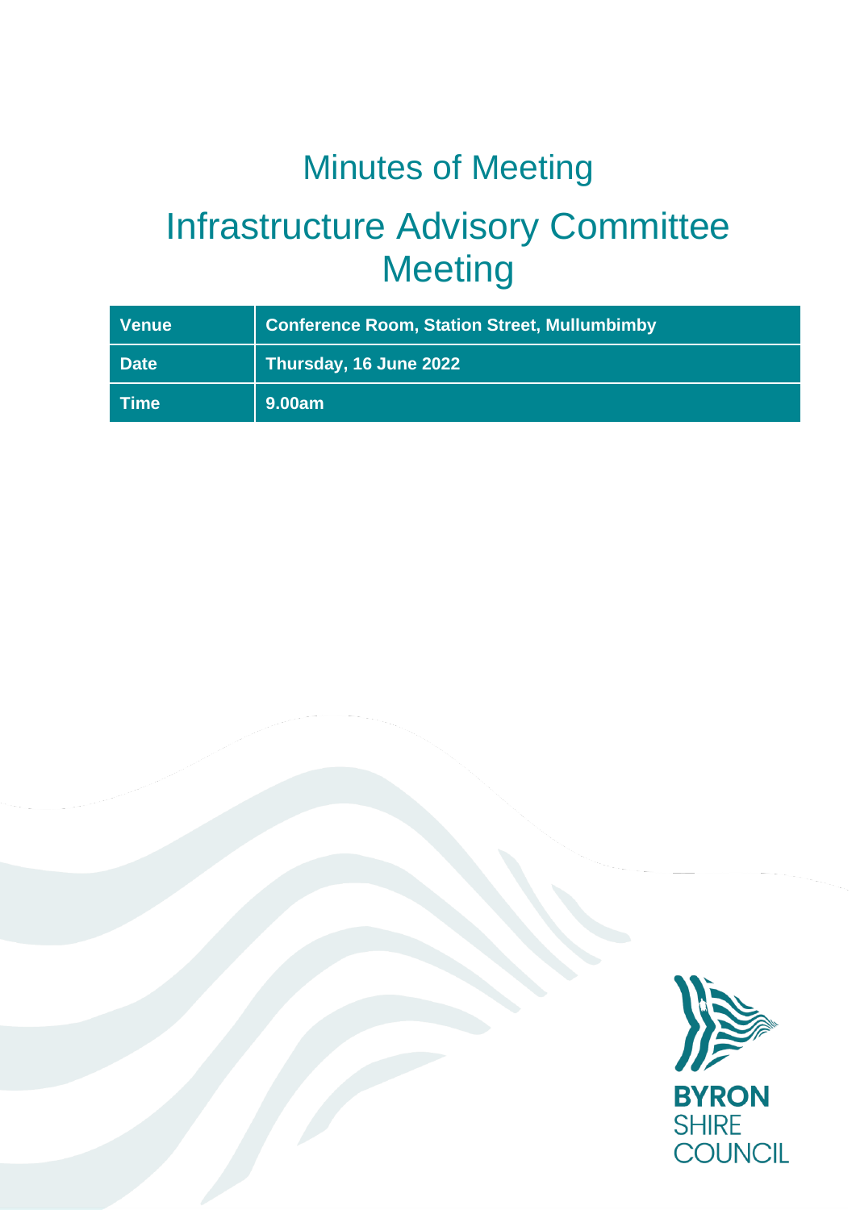# Minutes of Meeting

# Infrastructure Advisory Committee Meeting

| Venue | Conference Room, Station Street, Mullumbimby |
|---|---|
| Date | Thursday, 16 June 2022 |
| Time | 9.00am |

BYRON SHIRE COUNCIL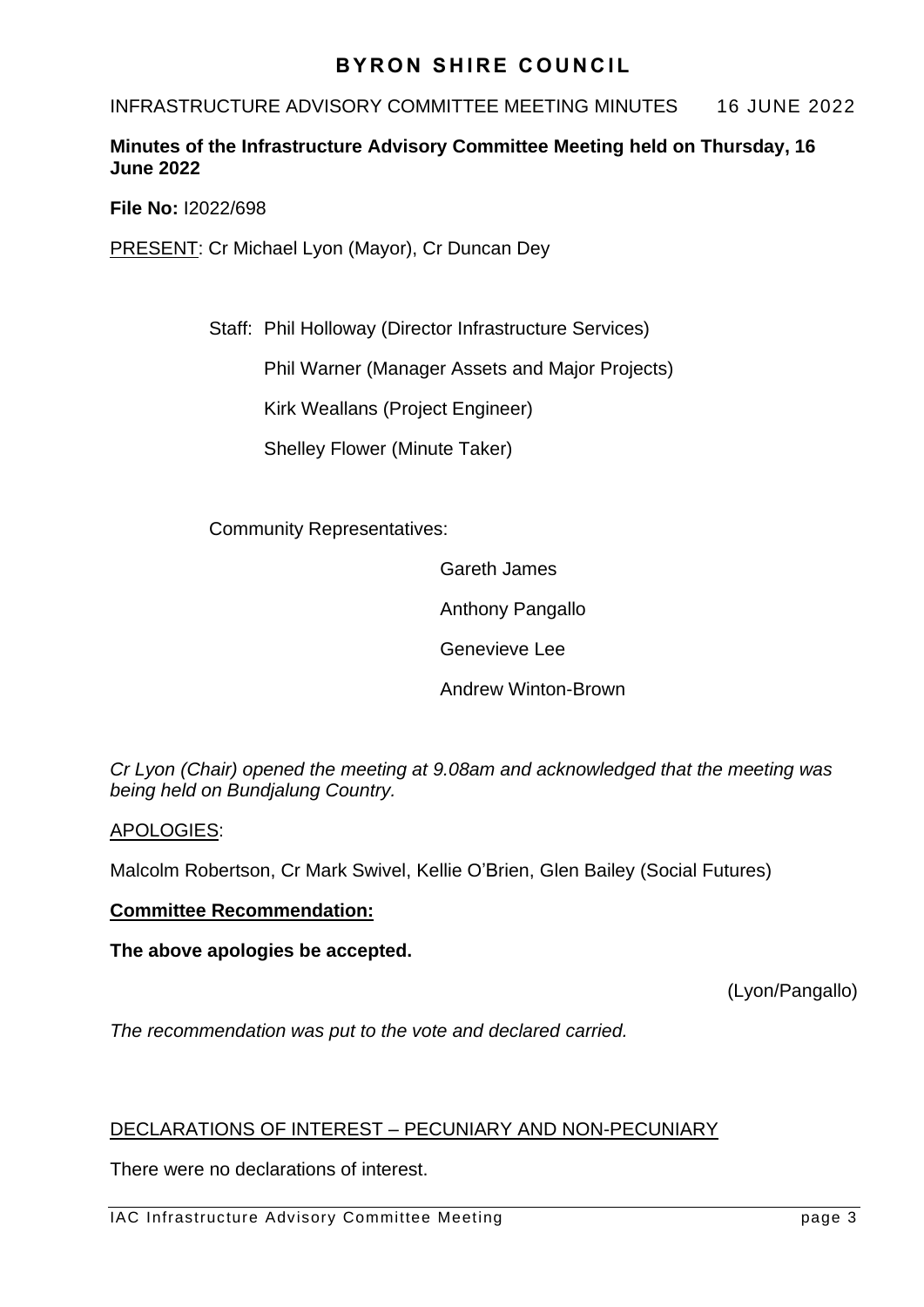# BYRON SHIRE COUNCIL

INFRASTRUCTURE ADVISORY COMMITTEE MEETING MINUTES 16 JUNE 2022

**Minutes of the Infrastructure Advisory Committee Meeting held on Thursday, 16 June 2022**

**File No:** I2022/698

PRESENT: Cr Michael Lyon (Mayor), Cr Duncan Dey

Staff: Phil Holloway (Director Infrastructure Services)

Phil Warner (Manager Assets and Major Projects)

Kirk Weallans (Project Engineer)

Shelley Flower (Minute Taker)

Community Representatives:

Gareth James

Anthony Pangallo

Genevieve Lee

Andrew Winton-Brown

*Cr Lyon (Chair) opened the meeting at 9.08am and acknowledged that the meeting was being held on Bundjalung Country.*

APOLOGIES:

Malcolm Robertson, Cr Mark Swivel, Kellie O'Brien, Glen Bailey (Social Futures)

**Committee Recommendation:**

**The above apologies be accepted.**

(Lyon/Pangallo)

*The recommendation was put to the vote and declared carried.*

DECLARATIONS OF INTEREST – PECUNIARY AND NON-PECUNIARY

There were no declarations of interest.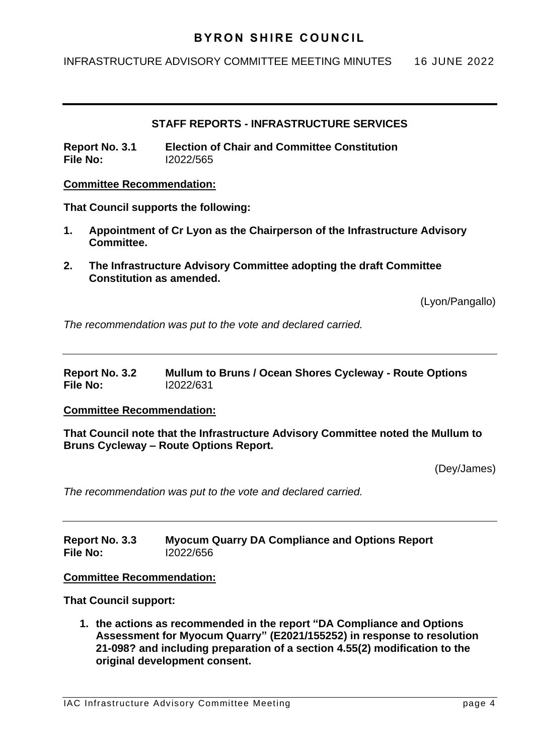## STAFF REPORTS - INFRASTRUCTURE SERVICES

**Report No. 3.1 Election of Chair and Committee Constitution**
**File No:** I2022/565

**Committee Recommendation:**

**That Council supports the following:**

1. **Appointment of Cr Lyon as the Chairperson of the Infrastructure Advisory Committee.**
2. **The Infrastructure Advisory Committee adopting the draft Committee Constitution as amended.**

(Lyon/Pangallo)

*The recommendation was put to the vote and declared carried.*

---

**Report No. 3.2 Mullum to Bruns / Ocean Shores Cycleway - Route Options**
**File No:** I2022/631

**Committee Recommendation:**

**That Council note that the Infrastructure Advisory Committee noted the Mullum to Bruns Cycleway – Route Options Report.**

(Dey/James)

*The recommendation was put to the vote and declared carried.*

---

**Report No. 3.3 Myocum Quarry DA Compliance and Options Report**
**File No:** I2022/656

**Committee Recommendation:**

**That Council support:**

1. **the actions as recommended in the report "DA Compliance and Options Assessment for Myocum Quarry" (E2021/155252) in response to resolution 21-098? and including preparation of a section 4.55(2) modification to the original development consent.**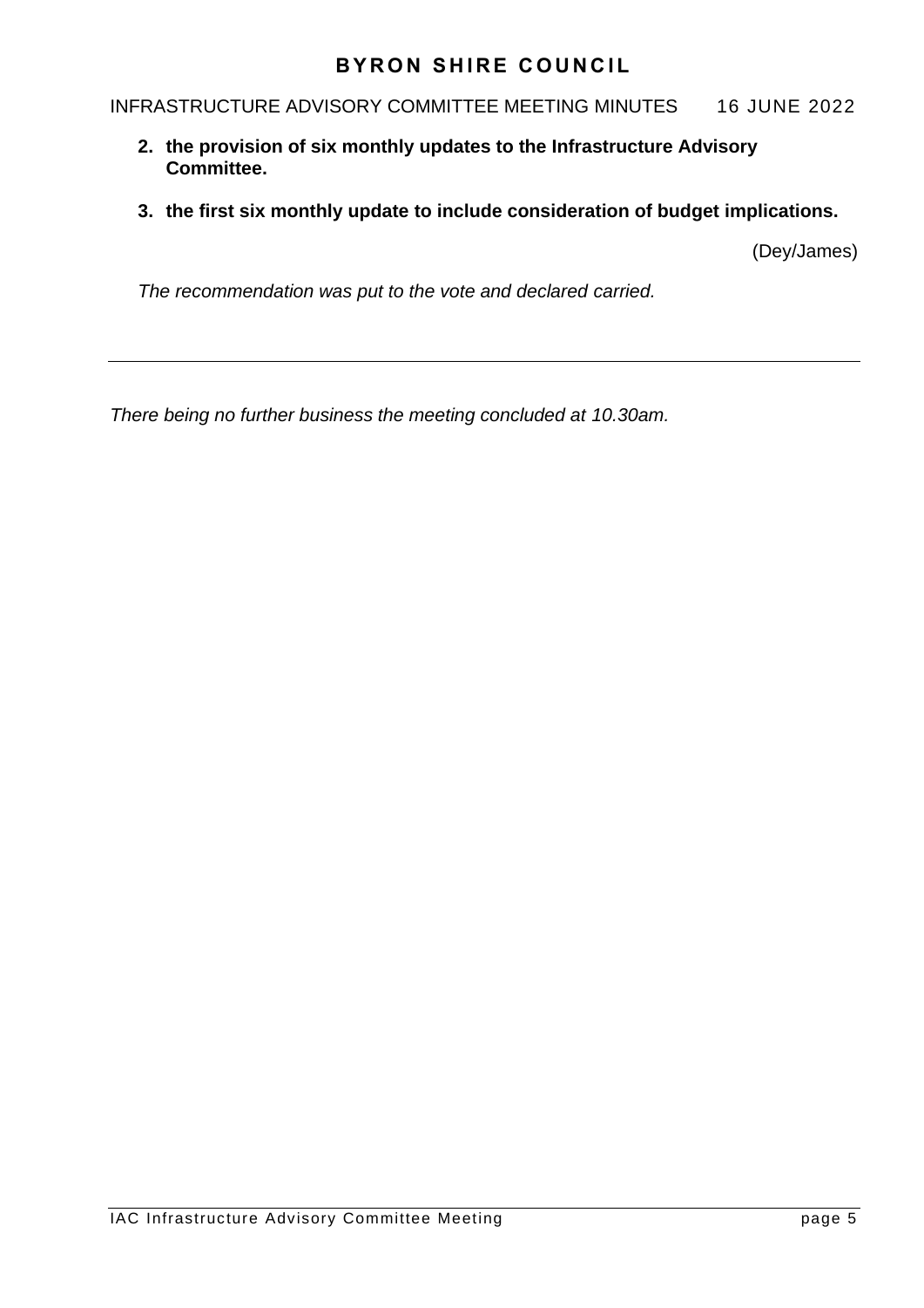2. **the provision of six monthly updates to the Infrastructure Advisory Committee.**

3. **the first six monthly update to include consideration of budget implications.**

(Dey/James)

*The recommendation was put to the vote and declared carried.*

---

*There being no further business the meeting concluded at 10.30am.*